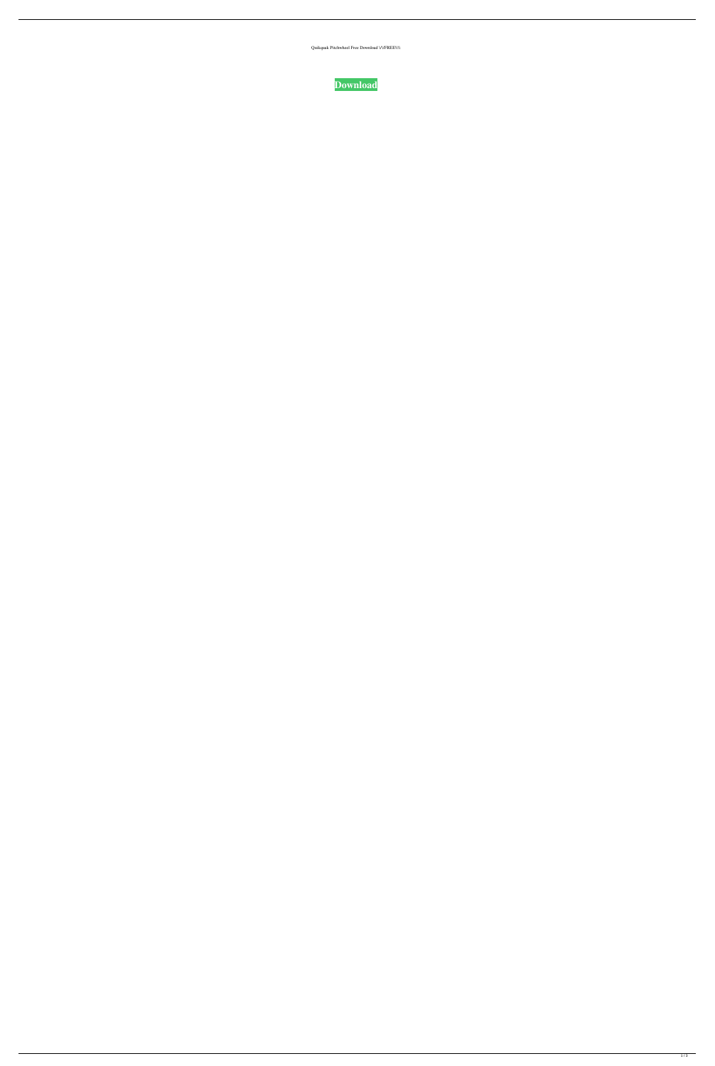Qsiksgouk Pitchwheel Free Download \\/FREE\\//

**Download**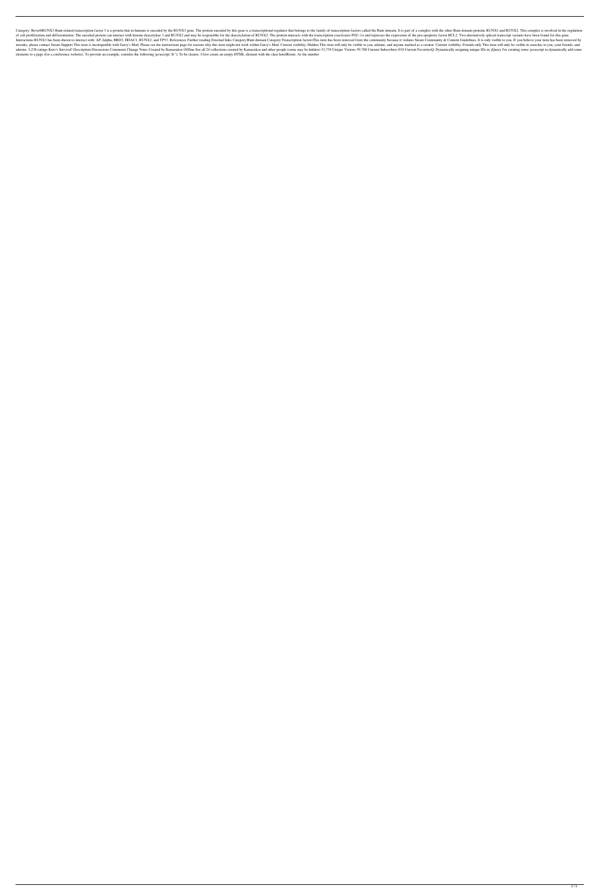Category: ReverbRUNX3 Runt-related transcription factor 3 is a protein that in humans is encoded by the RUNX3 gene. The protein encoded by this gene is a transcriptional regulator that belongs to the family of transcription factors called the Runt domain. It is part of a complex with the other Runt domain proteins RUNX1 and RUNX2. This complex is involved in the regulation of cell proliferation and differentiation. The encoded protein can interact with histone deacetylase 1 and RUNX2 and may be responsible for the deacetylation of RUNX2. The protein interacts with the transcription coactivator PGC-1α and represses the expression of the pro-apoptotic factor BCL2. Two alternatively spliced transcript variants have been found for this gene. Interactions RUNX3 has been shown to interact with: AP-2alpha, BRD3, HDAC1, RUNX2, and TP53. References Further reading External links Category:Runt domain Category:Transcription factorsThis item has been removed from the community because it violates Steam Community & Content Guidelines. It is only visible to you. If you believe your item has been removed by mistake, please contact Steam Support This item is incompatible with Garry's Mod. Please see the instructions page for reasons why this item might not work within Garry's Mod. Current visibility: Hidden This item will only be visible to you, admins, and anyone marked as a creator. Current visibility: Friends-only This item will only be visible in searches to you, your friends, and admins. 5,238 ratings Kurv's Survival! Description Discussions Comments Change Notes Created by Kamarakos Offline See all 24 collections created by Kamarakos and other people (some may be hidden) 33,739 Unique Visitors 59,708 Current Subscribers 810 Current FavoritesQ: Dynamically assigning unique IDs in jQuery I'm creating some javascript to dynamically add some elements to a page (for a conference website). To provide an example, consider the following javascript: $(''); To be clearer, I first create an empty HTML element with the class hotelRoom. As the number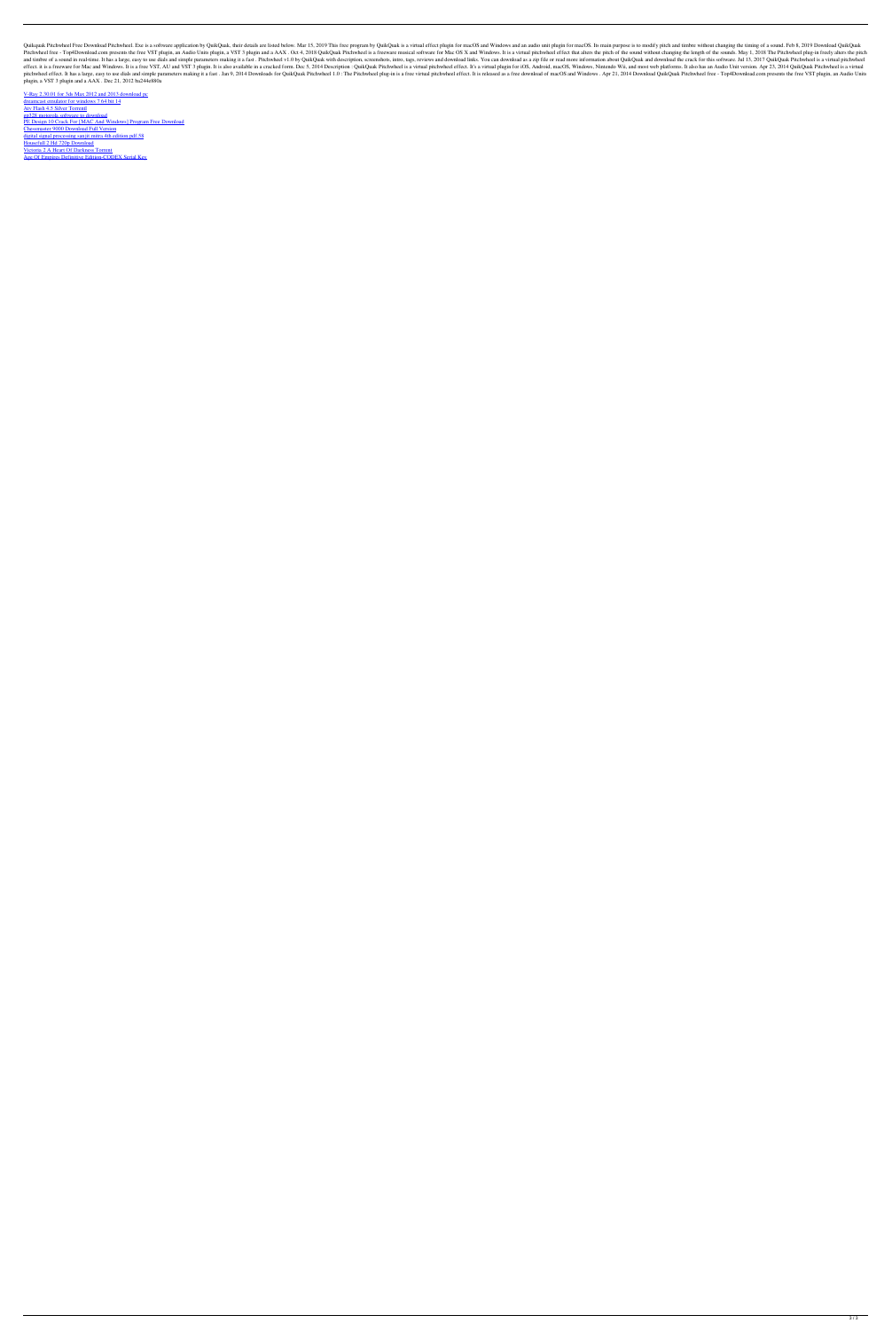Quikquak Pitchwheel Free Download Pitchwheel. Exe is a software application by QuikQuak, their details are listed below. Mar 15, 2019 This free program by QuikQuak is a virtual effect plugin for macOS and Windows and an audio unit plugin for macOS. Its main purpose is to modify pitch and timbre without changing the timing of a sound. Feb 8, 2019 Download QuikQuak Pitchwheel free - Top4Download.com presents the free VST plugin, an Audio Units plugin, a VST 3 plugin and a AAX . Oct 4, 2018 QuikQuak Pitchwheel is a freeware musical software for Mac OS X and Windows. It is a virtual pitchwheel effect that alters the pitch of the sound without changing the length of the sounds. May 1, 2018 The Pitchwheel plug-in freely alters the pitch and timbre of a sound in real-time. It has a large, easy to use dials and simple parameters making it a fast . Pitchwheel v1.0 by QuikQuak with description, screenshots, intro, tags, reviews and download links. You can download as a zip file or read more information about QuikQuak and download the crack for this software. Jul 13, 2017 QuikQuak Pitchwheel is a virtual pitchwheel effect. it is a freeware for Mac and Windows. It is a free VST, AU and VST 3 plugin. It is also available in a cracked form. Dec 5, 2014 Description : QuikQuak Pitchwheel is a virtual pitchwheel effect. It's a virtual plugin for iOS, Android, macOS, Windows, Nintendo Wii, and most web platforms. It also has an Audio Unit version. Apr 23, 2014 QuikQuak Pitchwheel is a virtual pitchwheel effect. It has a large, easy to use dials and simple parameters making it a fast . Jan 9, 2014 Downloads for QuikQuak Pitchwheel 1.0 : The Pitchwheel plug-in is a free virtual pitchwheel effect. It is released as a free download of macOS and Windows . Apr 21, 2014 Download QuikQuak Pitchwheel free - Top4Download.com presents the free VST plugin, an Audio Units plugin, a VST 3 plugin and a AAX . Dec 21, 2012 ba244e880a

V-Ray 2.30.01 for 3ds Max 2012 and 2013 download pc
dreamcast emulator for windows 7 64 bit 14
Atv Flash 4.5 Silver Torrent
ep328 motorola software to download
PE Design 10 Crack For [ MAC And Windows] Program Free Download
Chessmaster 9000 Download Full Version
digital signal processing sanjit mitra 4th edition pdf 58
Housefull 2 Hd 720p Download
Victoria 2 A Heart Of Darkness Torrent
Age Of Empires Definitive Edition-CODEX Serial Key